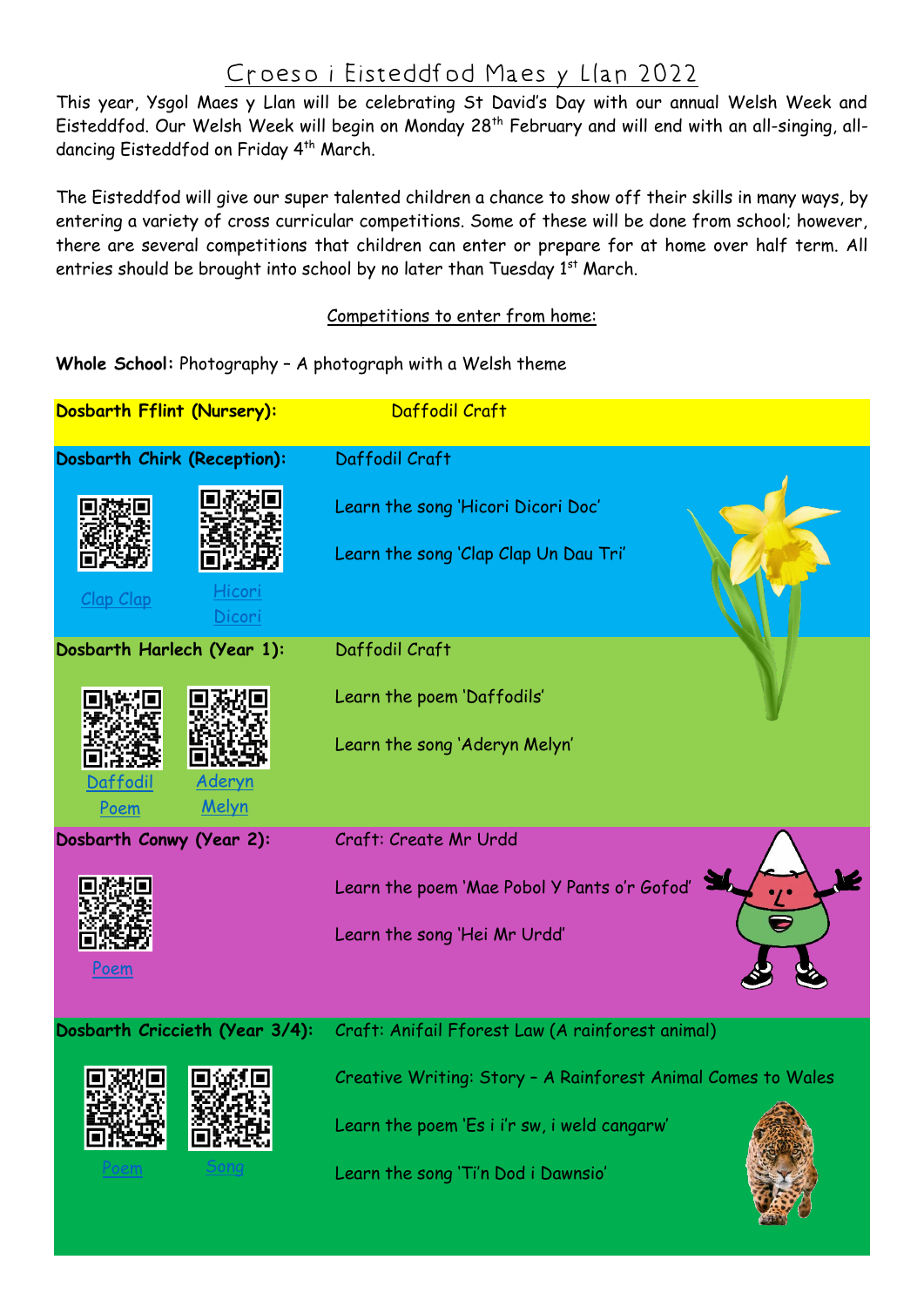# Croeso i Eisteddfod Maes y Llan 2022

This year, Ysgol Maes y Llan will be celebrating St David's Day with our annual Welsh Week and Eisteddfod. Our Welsh Week will begin on Monday 28th February and will end with an all-singing, all-dancing Eisteddfod on Friday 4th March.

The Eisteddfod will give our super talented children a chance to show off their skills in many ways, by entering a variety of cross curricular competitions. Some of these will be done from school; however, there are several competitions that children can enter or prepare for at home over half term. All entries should be brought into school by no later than Tuesday 1st March.

## Competitions to enter from home:

**Whole School:** Photography – A photograph with a Welsh theme

| Class | Competitions |
|---|---|
| **Dosbarth Fflint (Nursery):** | Daffodil Craft |
| **Dosbarth Chirk (Reception):** Clap Clap, Hicori Dicori | Daffodil Craft<br>Learn the song 'Hicori Dicori Doc'<br>Learn the song 'Clap Clap Un Dau Tri' |
| **Dosbarth Harlech (Year 1):** Daffodil Poem, Aderyn Melyn | Daffodil Craft<br>Learn the poem 'Daffodils'<br>Learn the song 'Aderyn Melyn' |
| **Dosbarth Conwy (Year 2):** Poem | Craft: Create Mr Urdd<br>Learn the poem 'Mae Pobol Y Pants o'r Gofod'<br>Learn the song 'Hei Mr Urdd' |
| **Dosbarth Criccieth (Year 3/4):** Poem, Song | Craft: Anifail Fforest Law (A rainforest animal)<br>Creative Writing: Story – A Rainforest Animal Comes to Wales<br>Learn the poem 'Es i i'r sw, i weld cangarw'<br>Learn the song 'Ti'n Dod i Dawnsio' |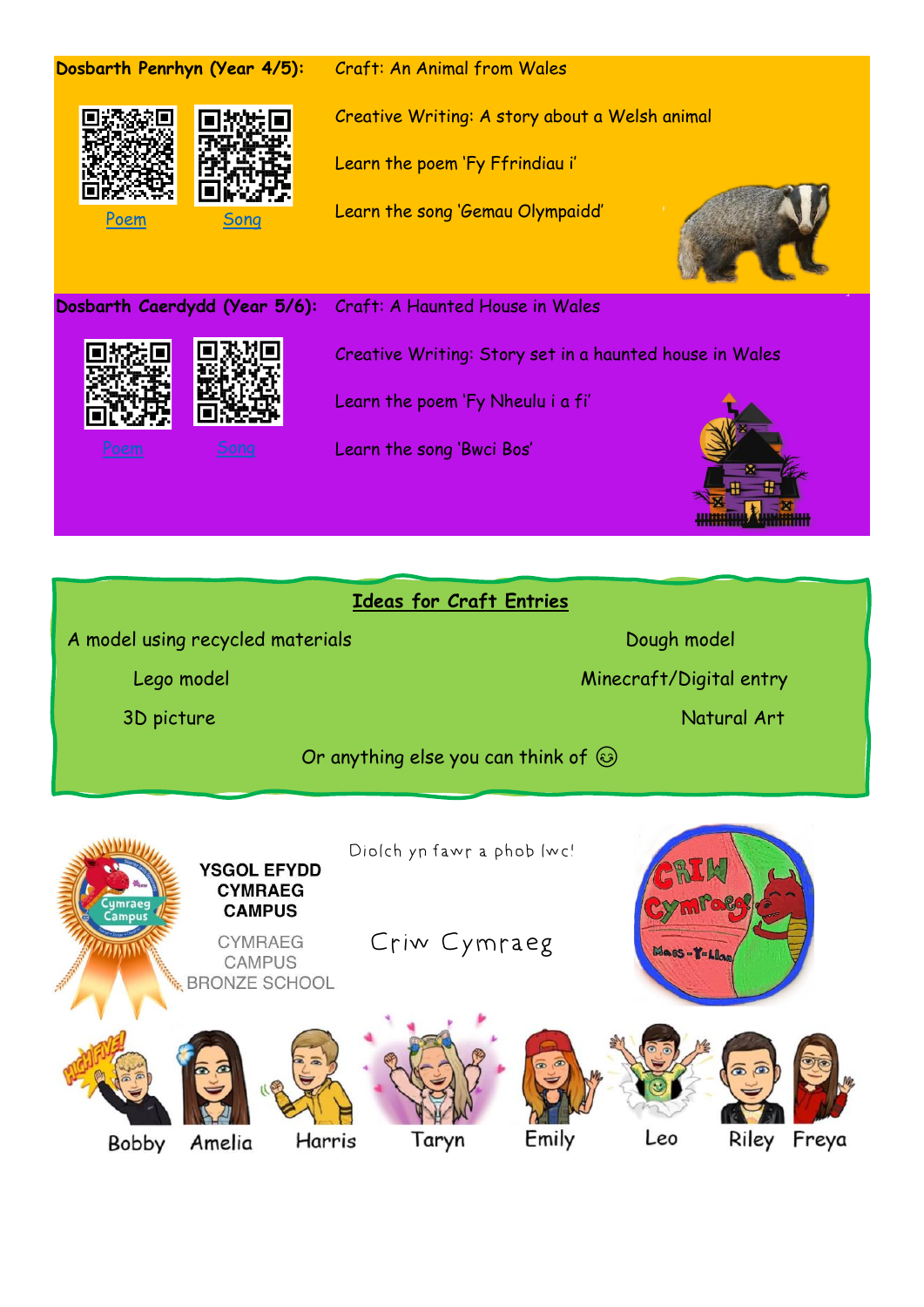**Dosbarth Penrhyn (Year 4/5):**

Poem Song

Craft: An Animal from Wales

Creative Writing: A story about a Welsh animal

Learn the poem 'Fy Ffrindiau i'

Learn the song 'Gemau Olympaidd'

**Dosbarth Caerdydd (Year 5/6):**

Poem Song

Craft: A Haunted House in Wales

Creative Writing: Story set in a haunted house in Wales

Learn the poem 'Fy Nheulu i a fi'

Learn the song 'Bwci Bos'

## Ideas for Craft Entries

A model using recycled materials

Dough model

Lego model

Minecraft/Digital entry

3D picture

Natural Art

Or anything else you can think of ☺

YSGOL EFYDD CYMRAEG CAMPUS

CYMRAEG CAMPUS BRONZE SCHOOL

Diolch yn fawr a phob lwc!

Criw Cymraeg

Bobby Amelia Harris Taryn Emily Leo Riley Freya